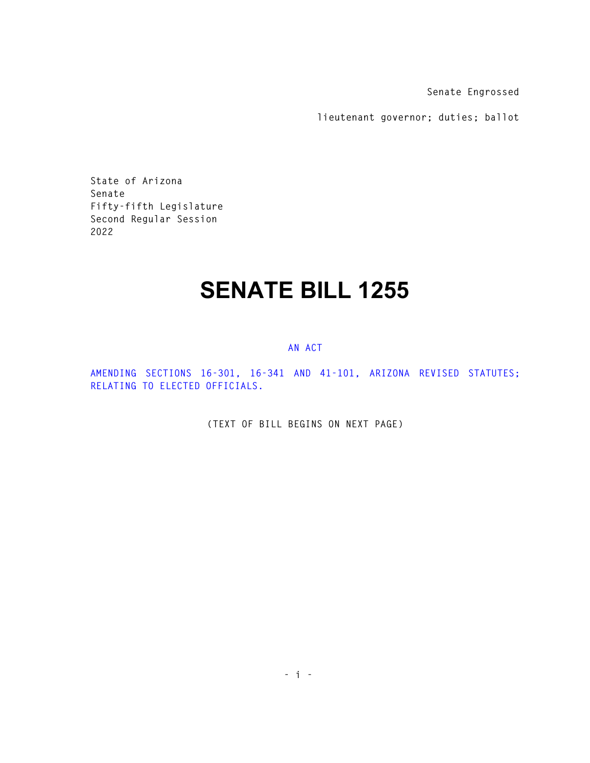Senate Engrossed

lieutenant governor; duties; ballot

State of Arizona
Senate
Fifty-fifth Legislature
Second Regular Session
2022

# SENATE BILL 1255

AN ACT

AMENDING SECTIONS 16-301, 16-341 AND 41-101, ARIZONA REVISED STATUTES; RELATING TO ELECTED OFFICIALS.

(TEXT OF BILL BEGINS ON NEXT PAGE)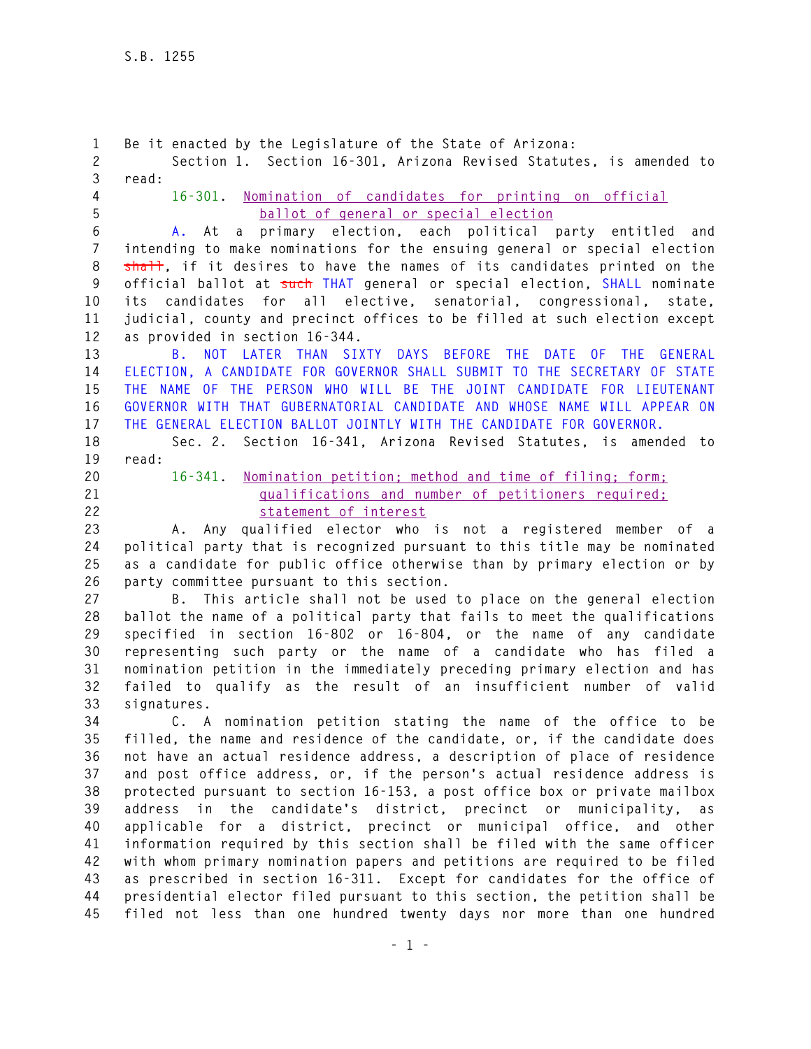S.B. 1255

Be it enacted by the Legislature of the State of Arizona:

Section 1. Section 16-301, Arizona Revised Statutes, is amended to read:

16-301. Nomination of candidates for printing on official ballot of general or special election

A. At a primary election, each political party entitled and intending to make nominations for the ensuing general or special election ~~shall~~, if it desires to have the names of its candidates printed on the official ballot at ~~such~~ THAT general or special election, SHALL nominate its candidates for all elective, senatorial, congressional, state, judicial, county and precinct offices to be filled at such election except as provided in section 16-344.

B. NOT LATER THAN SIXTY DAYS BEFORE THE DATE OF THE GENERAL ELECTION, A CANDIDATE FOR GOVERNOR SHALL SUBMIT TO THE SECRETARY OF STATE THE NAME OF THE PERSON WHO WILL BE THE JOINT CANDIDATE FOR LIEUTENANT GOVERNOR WITH THAT GUBERNATORIAL CANDIDATE AND WHOSE NAME WILL APPEAR ON THE GENERAL ELECTION BALLOT JOINTLY WITH THE CANDIDATE FOR GOVERNOR.

Sec. 2. Section 16-341, Arizona Revised Statutes, is amended to read:

16-341. Nomination petition; method and time of filing; form; qualifications and number of petitioners required; statement of interest

A. Any qualified elector who is not a registered member of a political party that is recognized pursuant to this title may be nominated as a candidate for public office otherwise than by primary election or by party committee pursuant to this section.

B. This article shall not be used to place on the general election ballot the name of a political party that fails to meet the qualifications specified in section 16-802 or 16-804, or the name of any candidate representing such party or the name of a candidate who has filed a nomination petition in the immediately preceding primary election and has failed to qualify as the result of an insufficient number of valid signatures.

C. A nomination petition stating the name of the office to be filled, the name and residence of the candidate, or, if the candidate does not have an actual residence address, a description of place of residence and post office address, or, if the person's actual residence address is protected pursuant to section 16-153, a post office box or private mailbox address in the candidate's district, precinct or municipality, as applicable for a district, precinct or municipal office, and other information required by this section shall be filed with the same officer with whom primary nomination papers and petitions are required to be filed as prescribed in section 16-311. Except for candidates for the office of presidential elector filed pursuant to this section, the petition shall be filed not less than one hundred twenty days nor more than one hundred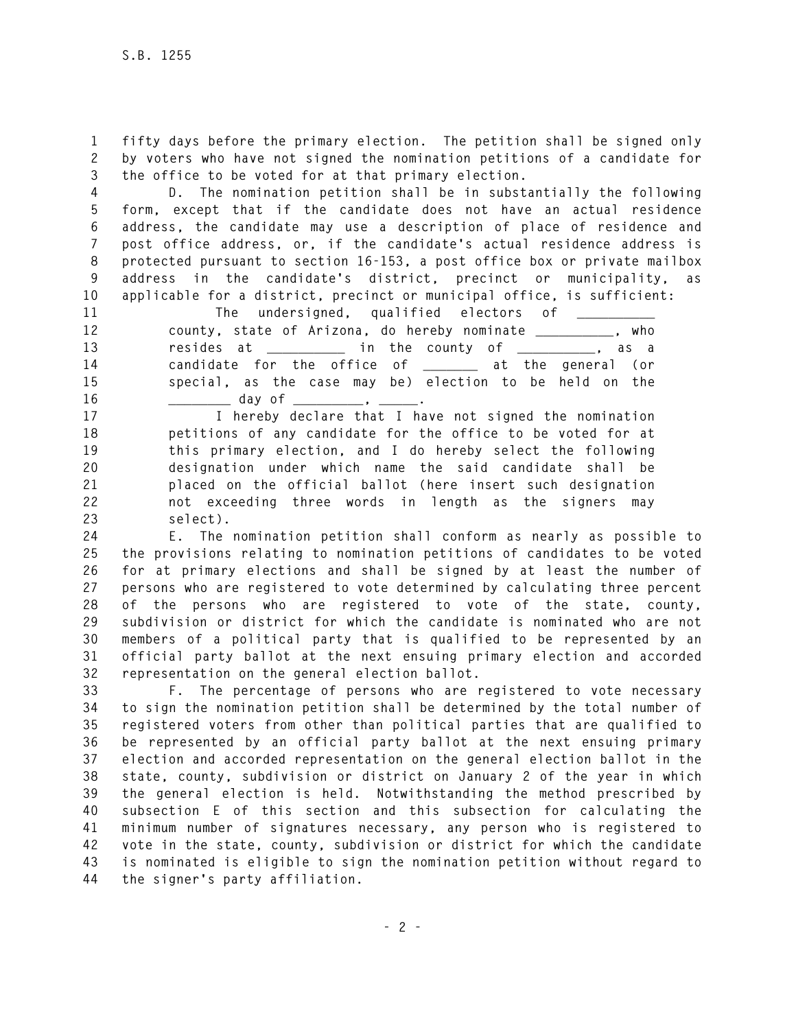fifty days before the primary election. The petition shall be signed only by voters who have not signed the nomination petitions of a candidate for the office to be voted for at that primary election.

D. The nomination petition shall be in substantially the following form, except that if the candidate does not have an actual residence address, the candidate may use a description of place of residence and post office address, or, if the candidate's actual residence address is protected pursuant to section 16-153, a post office box or private mailbox address in the candidate's district, precinct or municipality, as applicable for a district, precinct or municipal office, is sufficient:

> The undersigned, qualified electors of __________ county, state of Arizona, do hereby nominate __________, who resides at __________ in the county of __________, as a candidate for the office of _______ at the general (or special, as the case may be) election to be held on the ________ day of _________, _____.
>
> I hereby declare that I have not signed the nomination petitions of any candidate for the office to be voted for at this primary election, and I do hereby select the following designation under which name the said candidate shall be placed on the official ballot (here insert such designation not exceeding three words in length as the signers may select).

E. The nomination petition shall conform as nearly as possible to the provisions relating to nomination petitions of candidates to be voted for at primary elections and shall be signed by at least the number of persons who are registered to vote determined by calculating three percent of the persons who are registered to vote of the state, county, subdivision or district for which the candidate is nominated who are not members of a political party that is qualified to be represented by an official party ballot at the next ensuing primary election and accorded representation on the general election ballot.

F. The percentage of persons who are registered to vote necessary to sign the nomination petition shall be determined by the total number of registered voters from other than political parties that are qualified to be represented by an official party ballot at the next ensuing primary election and accorded representation on the general election ballot in the state, county, subdivision or district on January 2 of the year in which the general election is held. Notwithstanding the method prescribed by subsection E of this section and this subsection for calculating the minimum number of signatures necessary, any person who is registered to vote in the state, county, subdivision or district for which the candidate is nominated is eligible to sign the nomination petition without regard to the signer's party affiliation.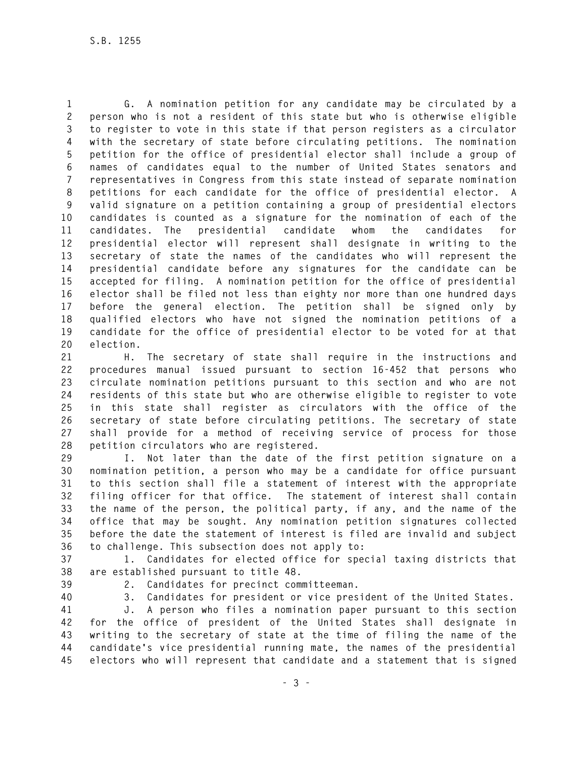G. A nomination petition for any candidate may be circulated by a person who is not a resident of this state but who is otherwise eligible to register to vote in this state if that person registers as a circulator with the secretary of state before circulating petitions. The nomination petition for the office of presidential elector shall include a group of names of candidates equal to the number of United States senators and representatives in Congress from this state instead of separate nomination petitions for each candidate for the office of presidential elector. A valid signature on a petition containing a group of presidential electors candidates is counted as a signature for the nomination of each of the candidates. The presidential candidate whom the candidates for presidential elector will represent shall designate in writing to the secretary of state the names of the candidates who will represent the presidential candidate before any signatures for the candidate can be accepted for filing. A nomination petition for the office of presidential elector shall be filed not less than eighty nor more than one hundred days before the general election. The petition shall be signed only by qualified electors who have not signed the nomination petitions of a candidate for the office of presidential elector to be voted for at that election.

H. The secretary of state shall require in the instructions and procedures manual issued pursuant to section 16-452 that persons who circulate nomination petitions pursuant to this section and who are not residents of this state but who are otherwise eligible to register to vote in this state shall register as circulators with the office of the secretary of state before circulating petitions. The secretary of state shall provide for a method of receiving service of process for those petition circulators who are registered.

I. Not later than the date of the first petition signature on a nomination petition, a person who may be a candidate for office pursuant to this section shall file a statement of interest with the appropriate filing officer for that office. The statement of interest shall contain the name of the person, the political party, if any, and the name of the office that may be sought. Any nomination petition signatures collected before the date the statement of interest is filed are invalid and subject to challenge. This subsection does not apply to:

1. Candidates for elected office for special taxing districts that are established pursuant to title 48.

2. Candidates for precinct committeeman.

3. Candidates for president or vice president of the United States.

J. A person who files a nomination paper pursuant to this section for the office of president of the United States shall designate in writing to the secretary of state at the time of filing the name of the candidate's vice presidential running mate, the names of the presidential electors who will represent that candidate and a statement that is signed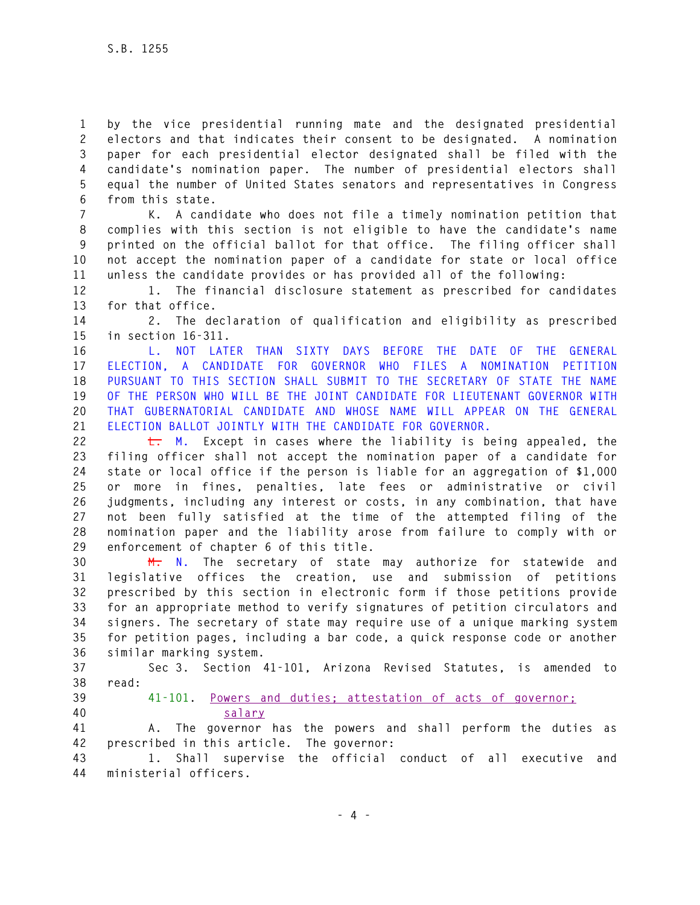by the vice presidential running mate and the designated presidential electors and that indicates their consent to be designated. A nomination paper for each presidential elector designated shall be filed with the candidate's nomination paper. The number of presidential electors shall equal the number of United States senators and representatives in Congress from this state.

K. A candidate who does not file a timely nomination petition that complies with this section is not eligible to have the candidate's name printed on the official ballot for that office. The filing officer shall not accept the nomination paper of a candidate for state or local office unless the candidate provides or has provided all of the following:

1. The financial disclosure statement as prescribed for candidates for that office.

2. The declaration of qualification and eligibility as prescribed in section 16-311.

L. NOT LATER THAN SIXTY DAYS BEFORE THE DATE OF THE GENERAL ELECTION, A CANDIDATE FOR GOVERNOR WHO FILES A NOMINATION PETITION PURSUANT TO THIS SECTION SHALL SUBMIT TO THE SECRETARY OF STATE THE NAME OF THE PERSON WHO WILL BE THE JOINT CANDIDATE FOR LIEUTENANT GOVERNOR WITH THAT GUBERNATORIAL CANDIDATE AND WHOSE NAME WILL APPEAR ON THE GENERAL ELECTION BALLOT JOINTLY WITH THE CANDIDATE FOR GOVERNOR.

~~L.~~ M. Except in cases where the liability is being appealed, the filing officer shall not accept the nomination paper of a candidate for state or local office if the person is liable for an aggregation of $1,000 or more in fines, penalties, late fees or administrative or civil judgments, including any interest or costs, in any combination, that have not been fully satisfied at the time of the attempted filing of the nomination paper and the liability arose from failure to comply with or enforcement of chapter 6 of this title.

~~M.~~ N. The secretary of state may authorize for statewide and legislative offices the creation, use and submission of petitions prescribed by this section in electronic form if those petitions provide for an appropriate method to verify signatures of petition circulators and signers. The secretary of state may require use of a unique marking system for petition pages, including a bar code, a quick response code or another similar marking system.

Sec 3. Section 41-101, Arizona Revised Statutes, is amended to read:

41-101. Powers and duties; attestation of acts of governor; salary

A. The governor has the powers and shall perform the duties as prescribed in this article. The governor:

1. Shall supervise the official conduct of all executive and ministerial officers.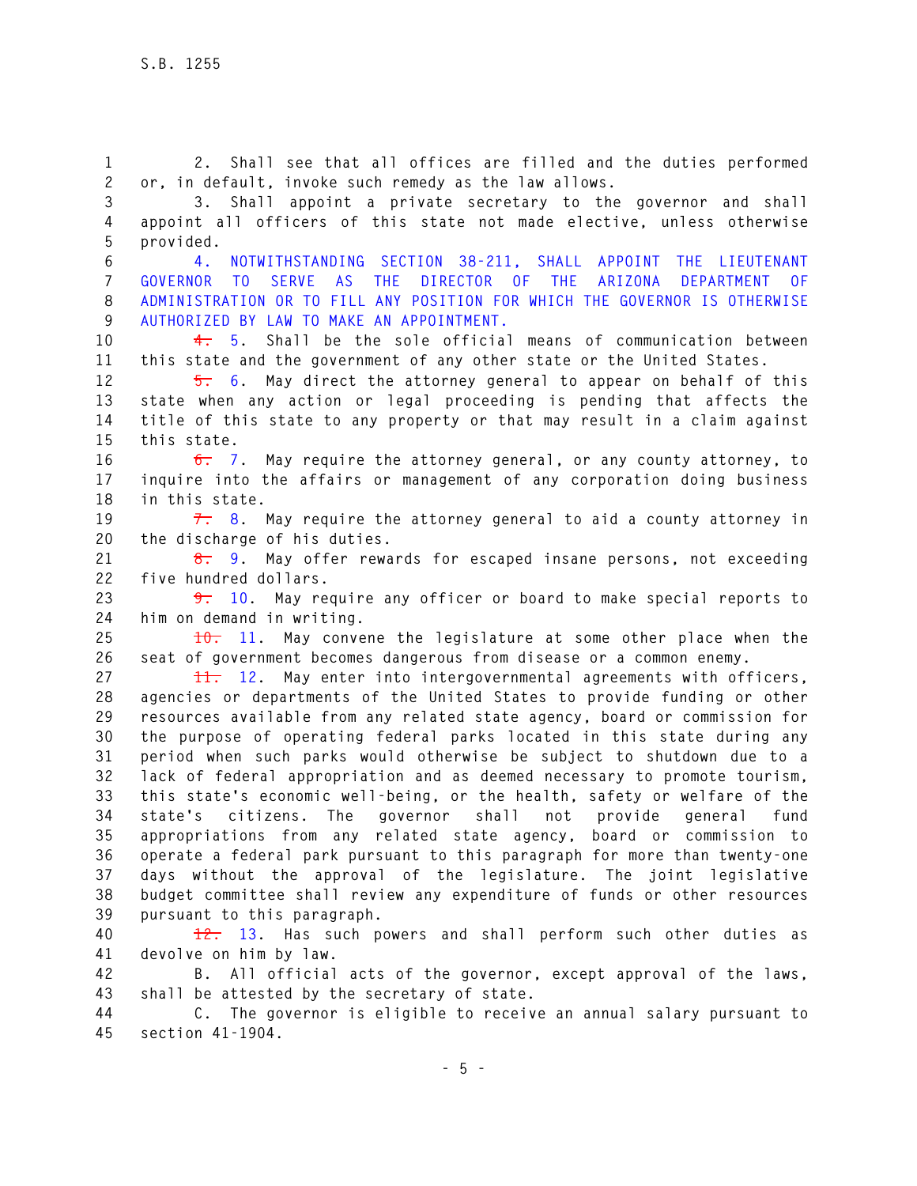2. Shall see that all offices are filled and the duties performed or, in default, invoke such remedy as the law allows.

3. Shall appoint a private secretary to the governor and shall appoint all officers of this state not made elective, unless otherwise provided.

4. NOTWITHSTANDING SECTION 38-211, SHALL APPOINT THE LIEUTENANT GOVERNOR TO SERVE AS THE DIRECTOR OF THE ARIZONA DEPARTMENT OF ADMINISTRATION OR TO FILL ANY POSITION FOR WHICH THE GOVERNOR IS OTHERWISE AUTHORIZED BY LAW TO MAKE AN APPOINTMENT.

~~4.~~ 5. Shall be the sole official means of communication between this state and the government of any other state or the United States.

~~5.~~ 6. May direct the attorney general to appear on behalf of this state when any action or legal proceeding is pending that affects the title of this state to any property or that may result in a claim against this state.

~~6.~~ 7. May require the attorney general, or any county attorney, to inquire into the affairs or management of any corporation doing business in this state.

~~7.~~ 8. May require the attorney general to aid a county attorney in the discharge of his duties.

~~8.~~ 9. May offer rewards for escaped insane persons, not exceeding five hundred dollars.

~~9.~~ 10. May require any officer or board to make special reports to him on demand in writing.

~~10.~~ 11. May convene the legislature at some other place when the seat of government becomes dangerous from disease or a common enemy.

~~11.~~ 12. May enter into intergovernmental agreements with officers, agencies or departments of the United States to provide funding or other resources available from any related state agency, board or commission for the purpose of operating federal parks located in this state during any period when such parks would otherwise be subject to shutdown due to a lack of federal appropriation and as deemed necessary to promote tourism, this state's economic well-being, or the health, safety or welfare of the state's citizens. The governor shall not provide general fund appropriations from any related state agency, board or commission to operate a federal park pursuant to this paragraph for more than twenty-one days without the approval of the legislature. The joint legislative budget committee shall review any expenditure of funds or other resources pursuant to this paragraph.

~~12.~~ 13. Has such powers and shall perform such other duties as devolve on him by law.

B. All official acts of the governor, except approval of the laws, shall be attested by the secretary of state.

C. The governor is eligible to receive an annual salary pursuant to section 41-1904.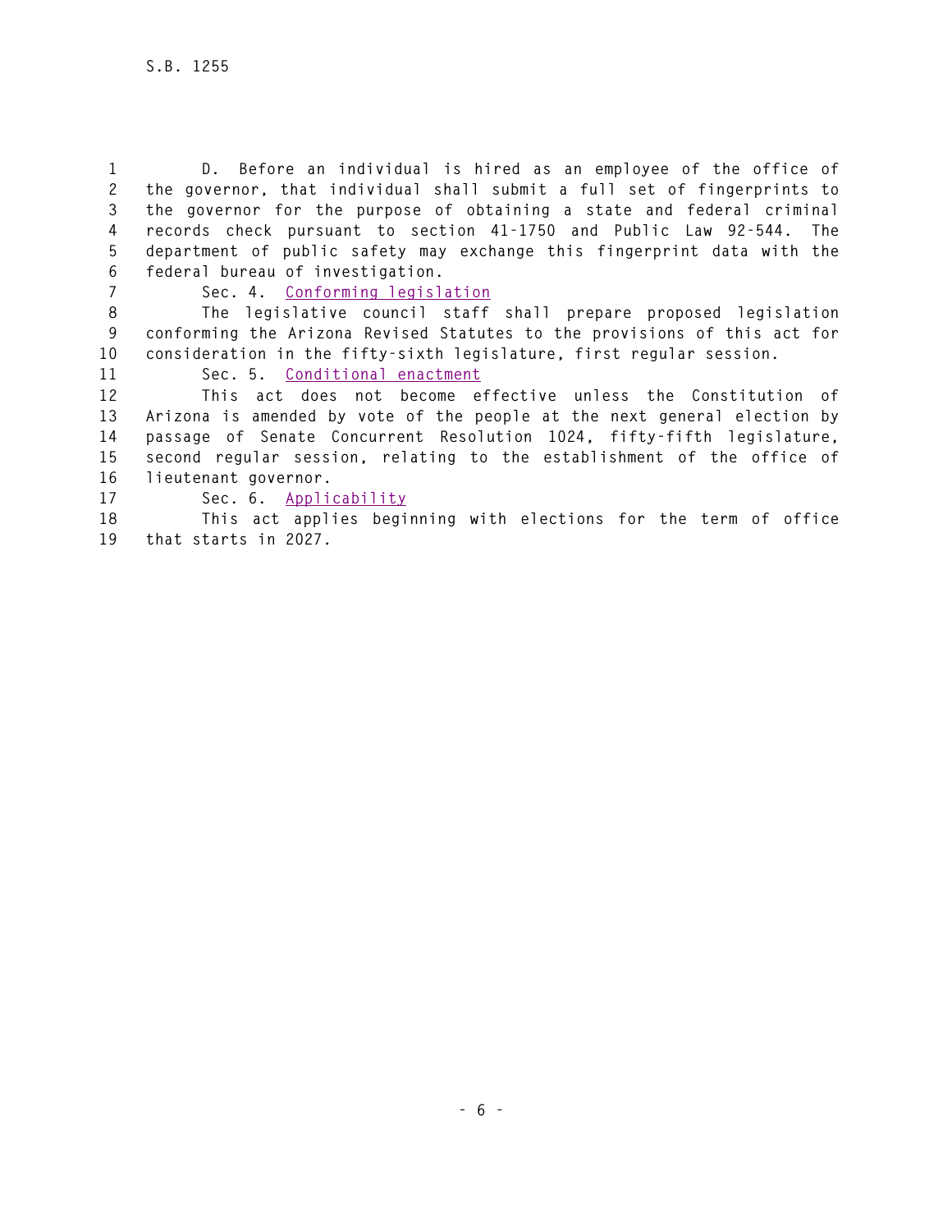D. Before an individual is hired as an employee of the office of the governor, that individual shall submit a full set of fingerprints to the governor for the purpose of obtaining a state and federal criminal records check pursuant to section 41-1750 and Public Law 92-544. The department of public safety may exchange this fingerprint data with the federal bureau of investigation.

Sec. 4. Conforming legislation

The legislative council staff shall prepare proposed legislation conforming the Arizona Revised Statutes to the provisions of this act for consideration in the fifty-sixth legislature, first regular session.

Sec. 5. Conditional enactment

This act does not become effective unless the Constitution of Arizona is amended by vote of the people at the next general election by passage of Senate Concurrent Resolution 1024, fifty-fifth legislature, second regular session, relating to the establishment of the office of lieutenant governor.

Sec. 6. Applicability

This act applies beginning with elections for the term of office that starts in 2027.